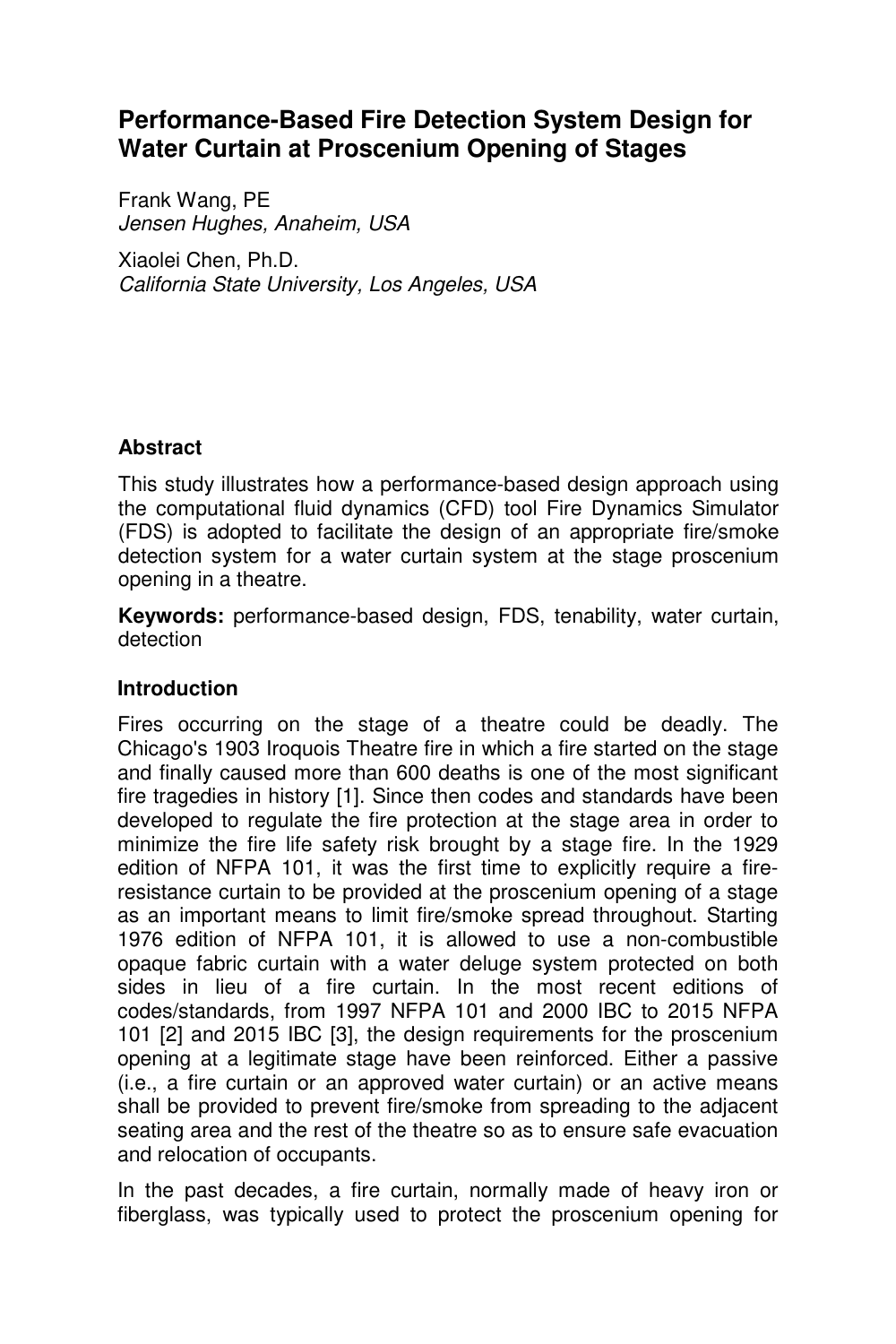# Performance-Based Fire Detection System Design for Water Curtain at Proscenium Opening of Stages

Frank Wang, PE
*Jensen Hughes, Anaheim, USA*

Xiaolei Chen, Ph.D.
*California State University, Los Angeles, USA*

### Abstract

This study illustrates how a performance-based design approach using the computational fluid dynamics (CFD) tool Fire Dynamics Simulator (FDS) is adopted to facilitate the design of an appropriate fire/smoke detection system for a water curtain system at the stage proscenium opening in a theatre.

**Keywords:** performance-based design, FDS, tenability, water curtain, detection

### Introduction

Fires occurring on the stage of a theatre could be deadly. The Chicago's 1903 Iroquois Theatre fire in which a fire started on the stage and finally caused more than 600 deaths is one of the most significant fire tragedies in history [1]. Since then codes and standards have been developed to regulate the fire protection at the stage area in order to minimize the fire life safety risk brought by a stage fire. In the 1929 edition of NFPA 101, it was the first time to explicitly require a fire-resistance curtain to be provided at the proscenium opening of a stage as an important means to limit fire/smoke spread throughout. Starting 1976 edition of NFPA 101, it is allowed to use a non-combustible opaque fabric curtain with a water deluge system protected on both sides in lieu of a fire curtain. In the most recent editions of codes/standards, from 1997 NFPA 101 and 2000 IBC to 2015 NFPA 101 [2] and 2015 IBC [3], the design requirements for the proscenium opening at a legitimate stage have been reinforced. Either a passive (i.e., a fire curtain or an approved water curtain) or an active means shall be provided to prevent fire/smoke from spreading to the adjacent seating area and the rest of the theatre so as to ensure safe evacuation and relocation of occupants.

In the past decades, a fire curtain, normally made of heavy iron or fiberglass, was typically used to protect the proscenium opening for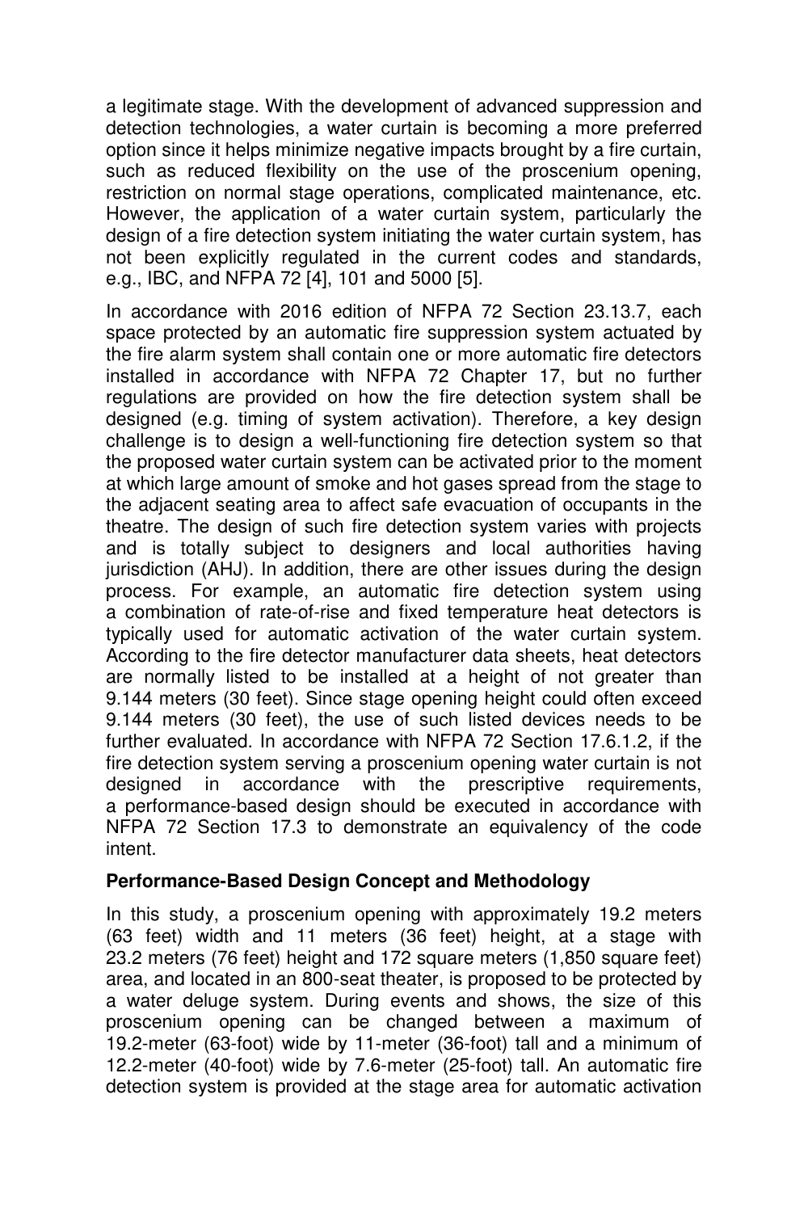a legitimate stage. With the development of advanced suppression and detection technologies, a water curtain is becoming a more preferred option since it helps minimize negative impacts brought by a fire curtain, such as reduced flexibility on the use of the proscenium opening, restriction on normal stage operations, complicated maintenance, etc. However, the application of a water curtain system, particularly the design of a fire detection system initiating the water curtain system, has not been explicitly regulated in the current codes and standards, e.g., IBC, and NFPA 72 [4], 101 and 5000 [5].

In accordance with 2016 edition of NFPA 72 Section 23.13.7, each space protected by an automatic fire suppression system actuated by the fire alarm system shall contain one or more automatic fire detectors installed in accordance with NFPA 72 Chapter 17, but no further regulations are provided on how the fire detection system shall be designed (e.g. timing of system activation). Therefore, a key design challenge is to design a well-functioning fire detection system so that the proposed water curtain system can be activated prior to the moment at which large amount of smoke and hot gases spread from the stage to the adjacent seating area to affect safe evacuation of occupants in the theatre. The design of such fire detection system varies with projects and is totally subject to designers and local authorities having jurisdiction (AHJ). In addition, there are other issues during the design process. For example, an automatic fire detection system using a combination of rate-of-rise and fixed temperature heat detectors is typically used for automatic activation of the water curtain system. According to the fire detector manufacturer data sheets, heat detectors are normally listed to be installed at a height of not greater than 9.144 meters (30 feet). Since stage opening height could often exceed 9.144 meters (30 feet), the use of such listed devices needs to be further evaluated. In accordance with NFPA 72 Section 17.6.1.2, if the fire detection system serving a proscenium opening water curtain is not designed in accordance with the prescriptive requirements, a performance-based design should be executed in accordance with NFPA 72 Section 17.3 to demonstrate an equivalency of the code intent.

**Performance-Based Design Concept and Methodology**

In this study, a proscenium opening with approximately 19.2 meters (63 feet) width and 11 meters (36 feet) height, at a stage with 23.2 meters (76 feet) height and 172 square meters (1,850 square feet) area, and located in an 800-seat theater, is proposed to be protected by a water deluge system. During events and shows, the size of this proscenium opening can be changed between a maximum of 19.2-meter (63-foot) wide by 11-meter (36-foot) tall and a minimum of 12.2-meter (40-foot) wide by 7.6-meter (25-foot) tall. An automatic fire detection system is provided at the stage area for automatic activation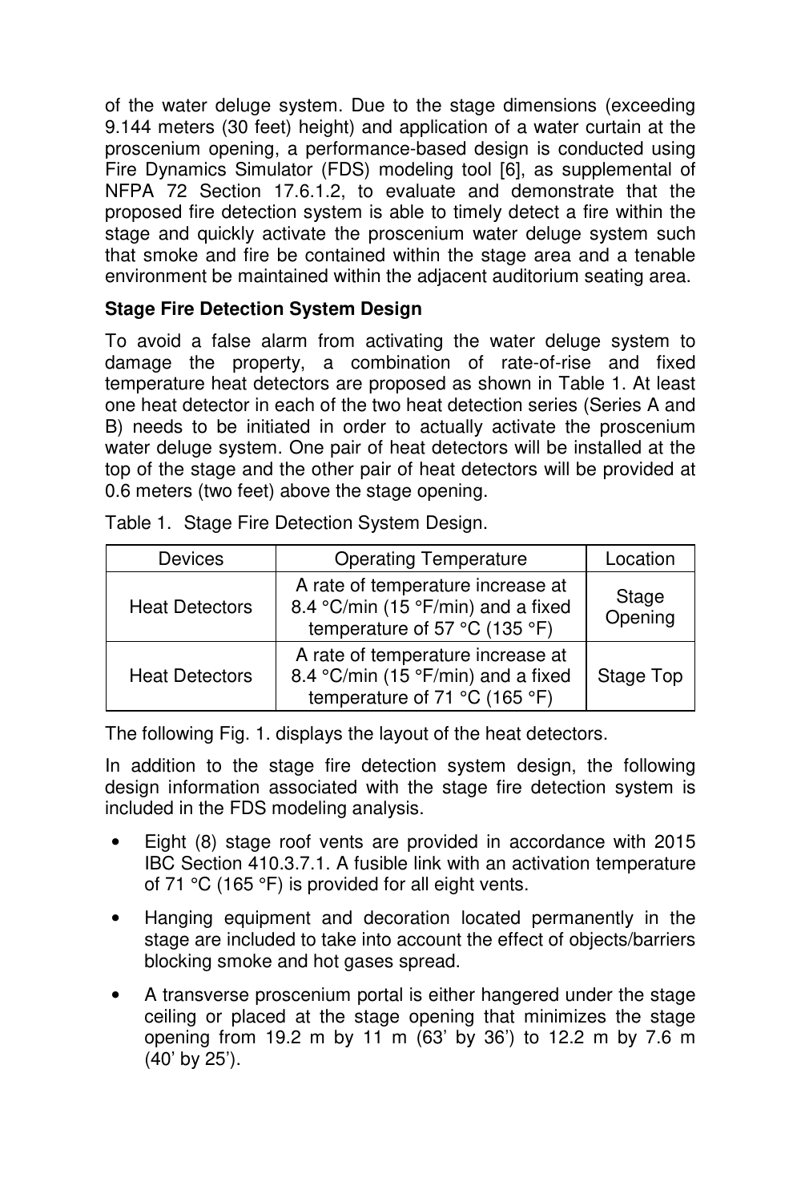of the water deluge system. Due to the stage dimensions (exceeding 9.144 meters (30 feet) height) and application of a water curtain at the proscenium opening, a performance-based design is conducted using Fire Dynamics Simulator (FDS) modeling tool [6], as supplemental of NFPA 72 Section 17.6.1.2, to evaluate and demonstrate that the proposed fire detection system is able to timely detect a fire within the stage and quickly activate the proscenium water deluge system such that smoke and fire be contained within the stage area and a tenable environment be maintained within the adjacent auditorium seating area.

**Stage Fire Detection System Design**

To avoid a false alarm from activating the water deluge system to damage the property, a combination of rate-of-rise and fixed temperature heat detectors are proposed as shown in Table 1. At least one heat detector in each of the two heat detection series (Series A and B) needs to be initiated in order to actually activate the proscenium water deluge system. One pair of heat detectors will be installed at the top of the stage and the other pair of heat detectors will be provided at 0.6 meters (two feet) above the stage opening.

Table 1. Stage Fire Detection System Design.

| Devices | Operating Temperature | Location |
|---|---|---|
| Heat Detectors | A rate of temperature increase at 8.4 °C/min (15 °F/min) and a fixed temperature of 57 °C (135 °F) | Stage Opening |
| Heat Detectors | A rate of temperature increase at 8.4 °C/min (15 °F/min) and a fixed temperature of 71 °C (165 °F) | Stage Top |

The following Fig. 1. displays the layout of the heat detectors.

In addition to the stage fire detection system design, the following design information associated with the stage fire detection system is included in the FDS modeling analysis.

- Eight (8) stage roof vents are provided in accordance with 2015 IBC Section 410.3.7.1. A fusible link with an activation temperature of 71 °C (165 °F) is provided for all eight vents.
- Hanging equipment and decoration located permanently in the stage are included to take into account the effect of objects/barriers blocking smoke and hot gases spread.
- A transverse proscenium portal is either hangered under the stage ceiling or placed at the stage opening that minimizes the stage opening from 19.2 m by 11 m (63' by 36') to 12.2 m by 7.6 m (40' by 25').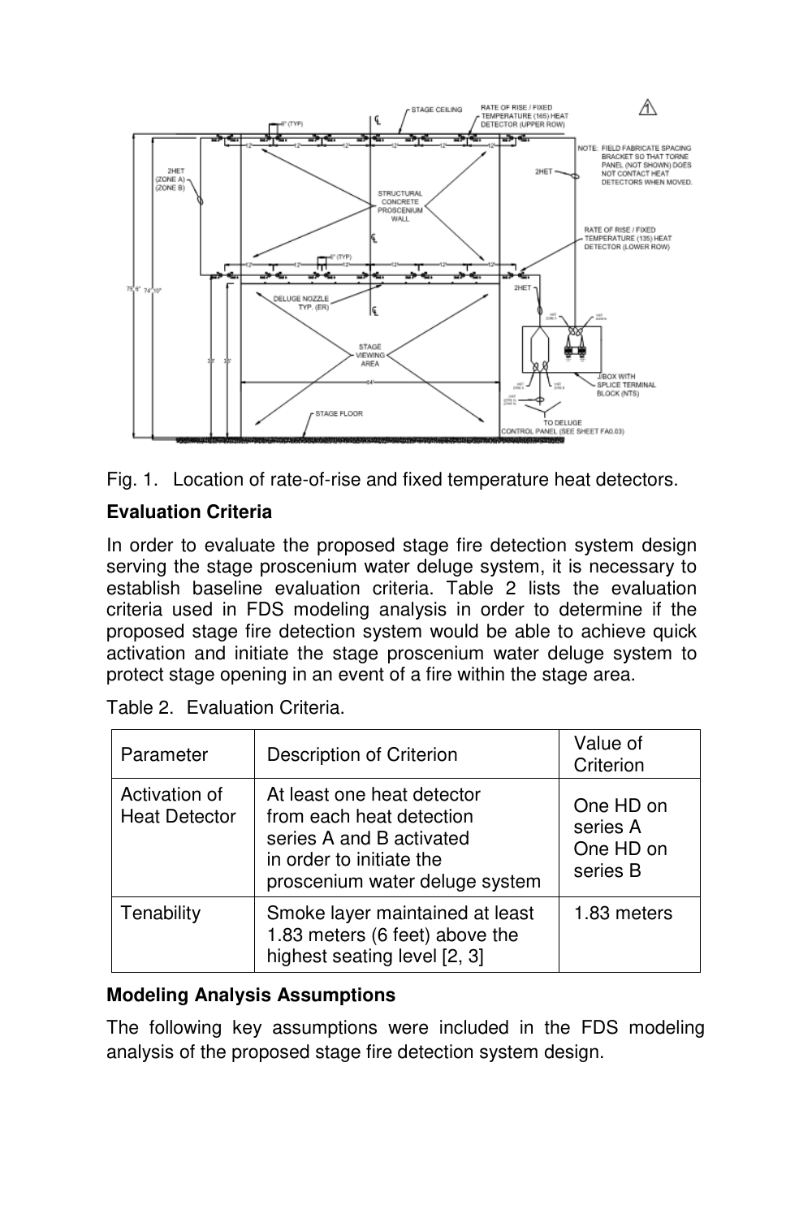Fig. 1. Location of rate-of-rise and fixed temperature heat detectors.

**Evaluation Criteria**

In order to evaluate the proposed stage fire detection system design serving the stage proscenium water deluge system, it is necessary to establish baseline evaluation criteria. Table 2 lists the evaluation criteria used in FDS modeling analysis in order to determine if the proposed stage fire detection system would be able to achieve quick activation and initiate the stage proscenium water deluge system to protect stage opening in an event of a fire within the stage area.

Table 2. Evaluation Criteria.

| Parameter | Description of Criterion | Value of Criterion |
|---|---|---|
| Activation of Heat Detector | At least one heat detector from each heat detection series A and B activated in order to initiate the proscenium water deluge system | One HD on series A One HD on series B |
| Tenability | Smoke layer maintained at least 1.83 meters (6 feet) above the highest seating level [2, 3] | 1.83 meters |

**Modeling Analysis Assumptions**

The following key assumptions were included in the FDS modeling analysis of the proposed stage fire detection system design.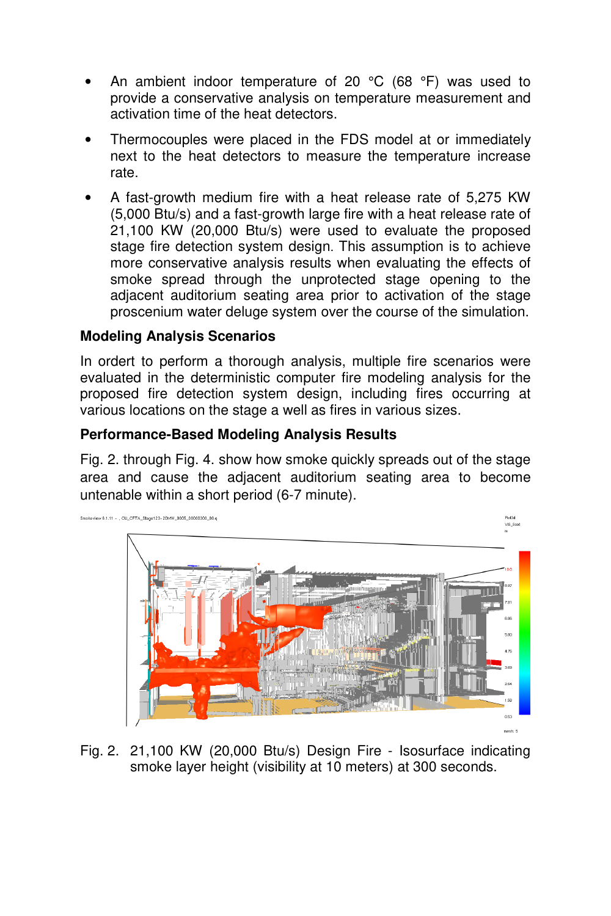- An ambient indoor temperature of 20 °C (68 °F) was used to provide a conservative analysis on temperature measurement and activation time of the heat detectors.
- Thermocouples were placed in the FDS model at or immediately next to the heat detectors to measure the temperature increase rate.
- A fast-growth medium fire with a heat release rate of 5,275 KW (5,000 Btu/s) and a fast-growth large fire with a heat release rate of 21,100 KW (20,000 Btu/s) were used to evaluate the proposed stage fire detection system design. This assumption is to achieve more conservative analysis results when evaluating the effects of smoke spread through the unprotected stage opening to the adjacent auditorium seating area prior to activation of the stage proscenium water deluge system over the course of the simulation.

**Modeling Analysis Scenarios**

In ordert to perform a thorough analysis, multiple fire scenarios were evaluated in the deterministic computer fire modeling analysis for the proposed fire detection system design, including fires occurring at various locations on the stage a well as fires in various sizes.

**Performance-Based Modeling Analysis Results**

Fig. 2. through Fig. 4. show how smoke quickly spreads out of the stage area and cause the adjacent auditorium seating area to become untenable within a short period (6-7 minute).

Fig. 2. 21,100 KW (20,000 Btu/s) Design Fire - Isosurface indicating smoke layer height (visibility at 10 meters) at 300 seconds.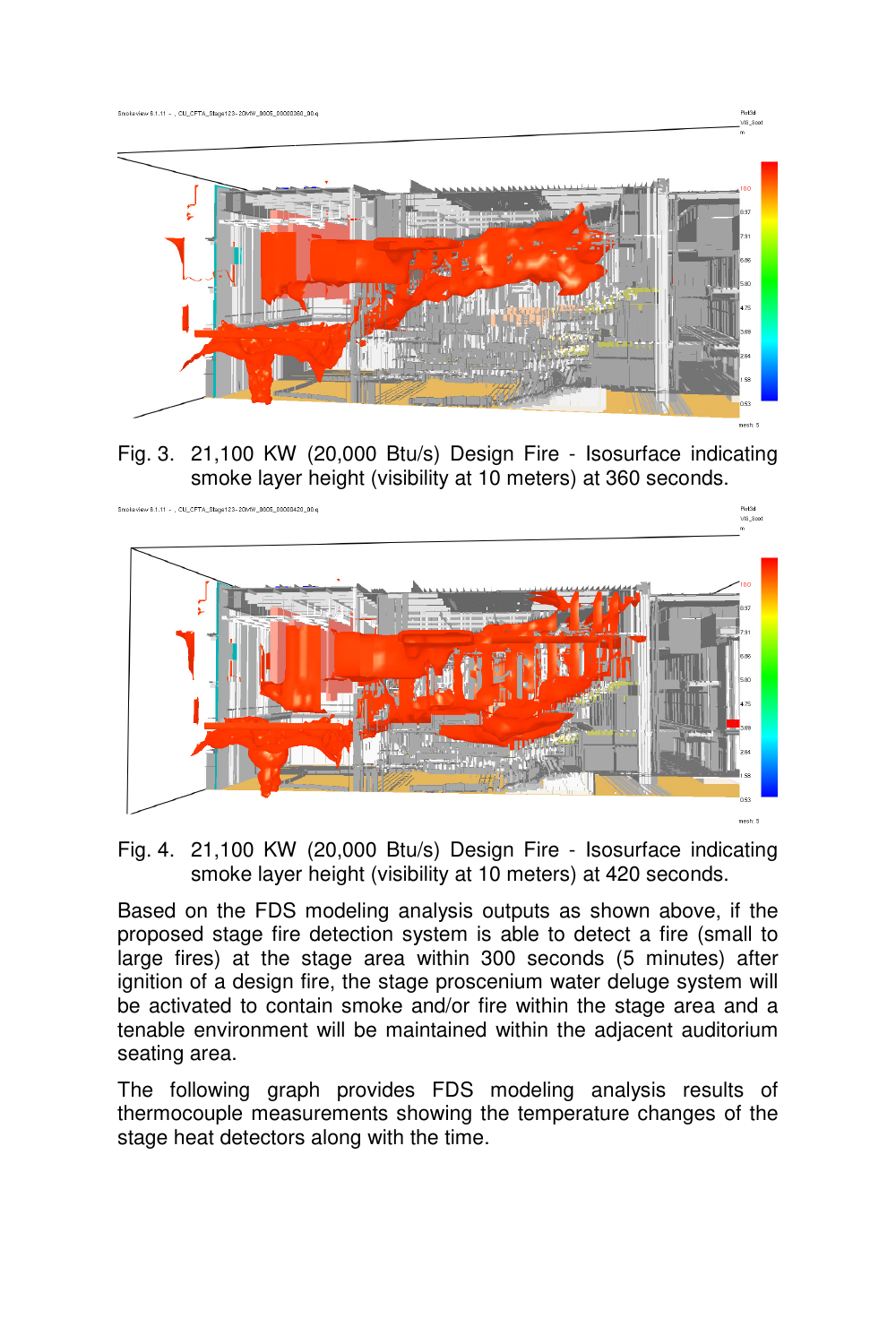Fig. 3. 21,100 KW (20,000 Btu/s) Design Fire - Isosurface indicating smoke layer height (visibility at 10 meters) at 360 seconds.

Fig. 4. 21,100 KW (20,000 Btu/s) Design Fire - Isosurface indicating smoke layer height (visibility at 10 meters) at 420 seconds.

Based on the FDS modeling analysis outputs as shown above, if the proposed stage fire detection system is able to detect a fire (small to large fires) at the stage area within 300 seconds (5 minutes) after ignition of a design fire, the stage proscenium water deluge system will be activated to contain smoke and/or fire within the stage area and a tenable environment will be maintained within the adjacent auditorium seating area.

The following graph provides FDS modeling analysis results of thermocouple measurements showing the temperature changes of the stage heat detectors along with the time.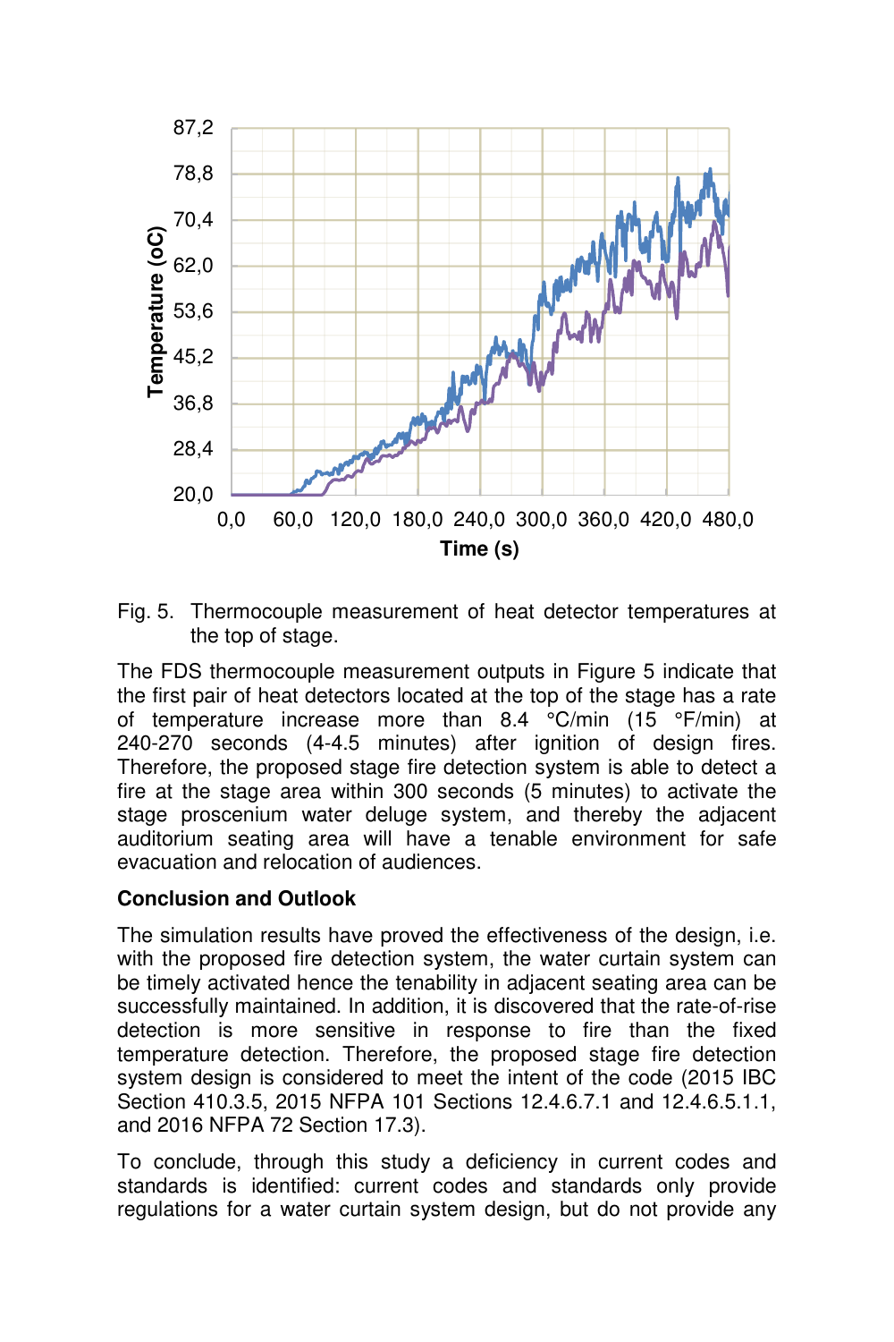Fig. 5. Thermocouple measurement of heat detector temperatures at the top of stage.

The FDS thermocouple measurement outputs in Figure 5 indicate that the first pair of heat detectors located at the top of the stage has a rate of temperature increase more than 8.4 °C/min (15 °F/min) at 240-270 seconds (4-4.5 minutes) after ignition of design fires. Therefore, the proposed stage fire detection system is able to detect a fire at the stage area within 300 seconds (5 minutes) to activate the stage proscenium water deluge system, and thereby the adjacent auditorium seating area will have a tenable environment for safe evacuation and relocation of audiences.

**Conclusion and Outlook**

The simulation results have proved the effectiveness of the design, i.e. with the proposed fire detection system, the water curtain system can be timely activated hence the tenability in adjacent seating area can be successfully maintained. In addition, it is discovered that the rate-of-rise detection is more sensitive in response to fire than the fixed temperature detection. Therefore, the proposed stage fire detection system design is considered to meet the intent of the code (2015 IBC Section 410.3.5, 2015 NFPA 101 Sections 12.4.6.7.1 and 12.4.6.5.1.1, and 2016 NFPA 72 Section 17.3).

To conclude, through this study a deficiency in current codes and standards is identified: current codes and standards only provide regulations for a water curtain system design, but do not provide any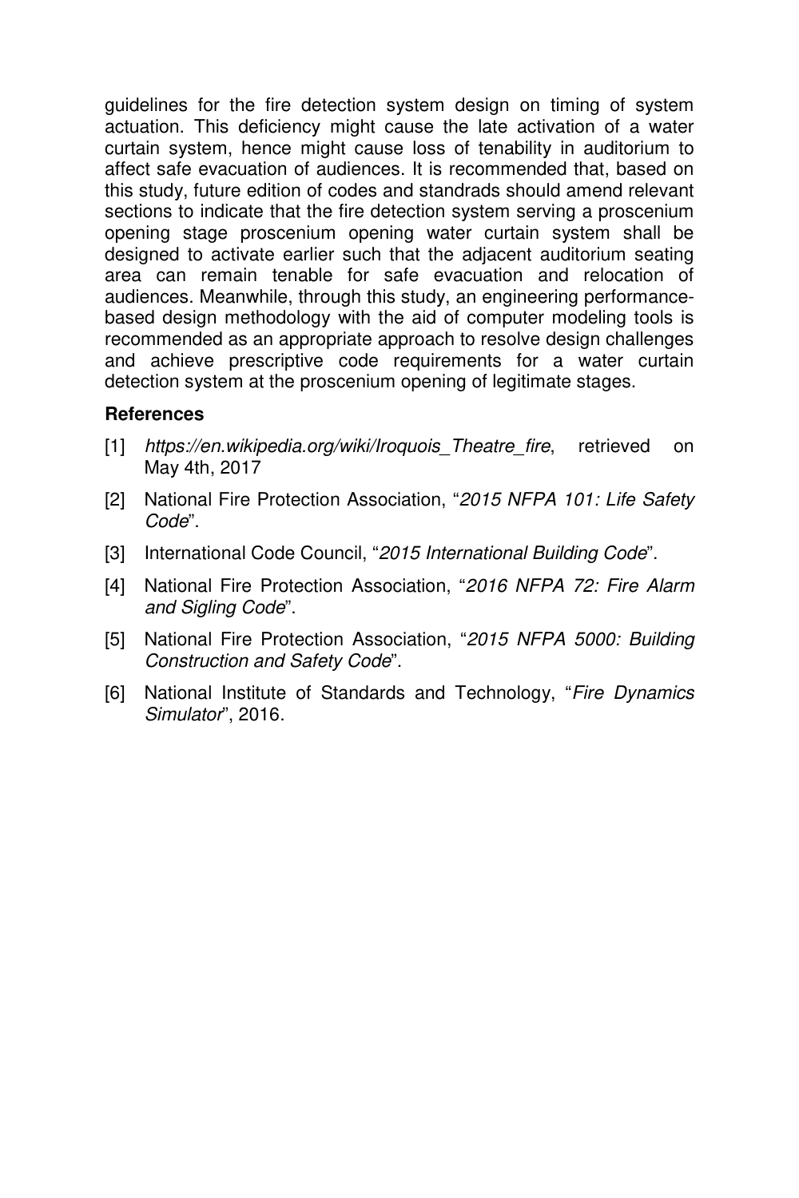guidelines for the fire detection system design on timing of system actuation. This deficiency might cause the late activation of a water curtain system, hence might cause loss of tenability in auditorium to affect safe evacuation of audiences. It is recommended that, based on this study, future edition of codes and standrads should amend relevant sections to indicate that the fire detection system serving a proscenium opening stage proscenium opening water curtain system shall be designed to activate earlier such that the adjacent auditorium seating area can remain tenable for safe evacuation and relocation of audiences. Meanwhile, through this study, an engineering performance-based design methodology with the aid of computer modeling tools is recommended as an appropriate approach to resolve design challenges and achieve prescriptive code requirements for a water curtain detection system at the proscenium opening of legitimate stages.

**References**

[1] *https://en.wikipedia.org/wiki/Iroquois_Theatre_fire*, retrieved on May 4th, 2017

[2] National Fire Protection Association, "*2015 NFPA 101: Life Safety Code*".

[3] International Code Council, "*2015 International Building Code*".

[4] National Fire Protection Association, "*2016 NFPA 72: Fire Alarm and Sigling Code*".

[5] National Fire Protection Association, "*2015 NFPA 5000: Building Construction and Safety Code*".

[6] National Institute of Standards and Technology, "*Fire Dynamics Simulator*", 2016.